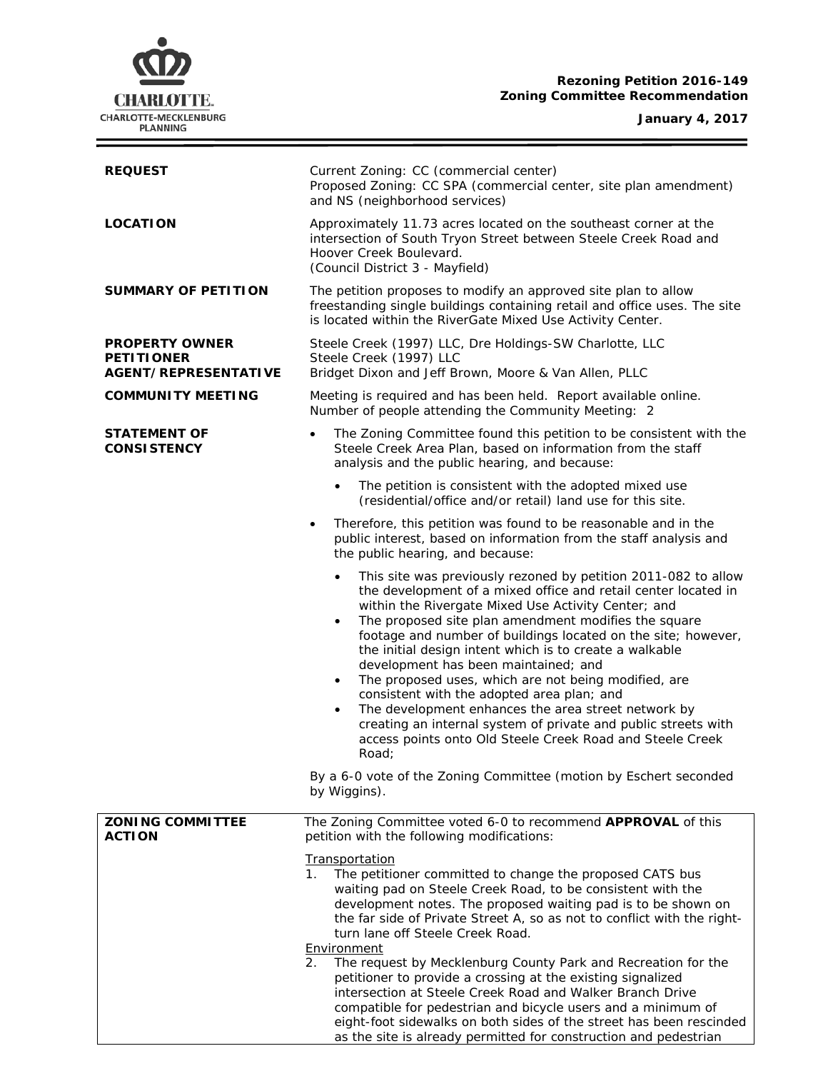**Rezoning Petition 2016-149**
**Zoning Committee Recommendation**

**January 4, 2017**

| | |
|---|---|
| **REQUEST** | Current Zoning: CC (commercial center)<br>Proposed Zoning: CC SPA (commercial center, site plan amendment) and NS (neighborhood services) |
| **LOCATION** | Approximately 11.73 acres located on the southeast corner at the intersection of South Tryon Street between Steele Creek Road and Hoover Creek Boulevard.<br>(Council District 3 - Mayfield) |
| **SUMMARY OF PETITION** | The petition proposes to modify an approved site plan to allow freestanding single buildings containing retail and office uses. The site is located within the RiverGate Mixed Use Activity Center. |
| **PROPERTY OWNER**<br>**PETITIONER**<br>**AGENT/REPRESENTATIVE** | Steele Creek (1997) LLC, Dre Holdings-SW Charlotte, LLC<br>Steele Creek (1997) LLC<br>Bridget Dixon and Jeff Brown, Moore & Van Allen, PLLC |
| **COMMUNITY MEETING** | Meeting is required and has been held. Report available online.<br>Number of people attending the Community Meeting: 2 |

**STATEMENT OF CONSISTENCY**

- The Zoning Committee found this petition to be consistent with the Steele Creek Area Plan, based on information from the staff analysis and the public hearing, and because:
  - The petition is consistent with the adopted mixed use (residential/office and/or retail) land use for this site.
- Therefore, this petition was found to be reasonable and in the public interest, based on information from the staff analysis and the public hearing, and because:
  - This site was previously rezoned by petition 2011-082 to allow the development of a mixed office and retail center located in within the Rivergate Mixed Use Activity Center; and
  - The proposed site plan amendment modifies the square footage and number of buildings located on the site; however, the initial design intent which is to create a walkable development has been maintained; and
  - The proposed uses, which are not being modified, are consistent with the adopted area plan; and
  - The development enhances the area street network by creating an internal system of private and public streets with access points onto Old Steele Creek Road and Steele Creek Road;

By a 6-0 vote of the Zoning Committee (motion by Eschert seconded by Wiggins).

**ZONING COMMITTEE ACTION**

The Zoning Committee voted 6-0 to recommend **APPROVAL** of this petition with the following modifications:

Transportation

1. The petitioner committed to change the proposed CATS bus waiting pad on Steele Creek Road, to be consistent with the development notes. The proposed waiting pad is to be shown on the far side of Private Street A, so as not to conflict with the right-turn lane off Steele Creek Road.

Environment

2. The request by Mecklenburg County Park and Recreation for the petitioner to provide a crossing at the existing signalized intersection at Steele Creek Road and Walker Branch Drive compatible for pedestrian and bicycle users and a minimum of eight-foot sidewalks on both sides of the street has been rescinded as the site is already permitted for construction and pedestrian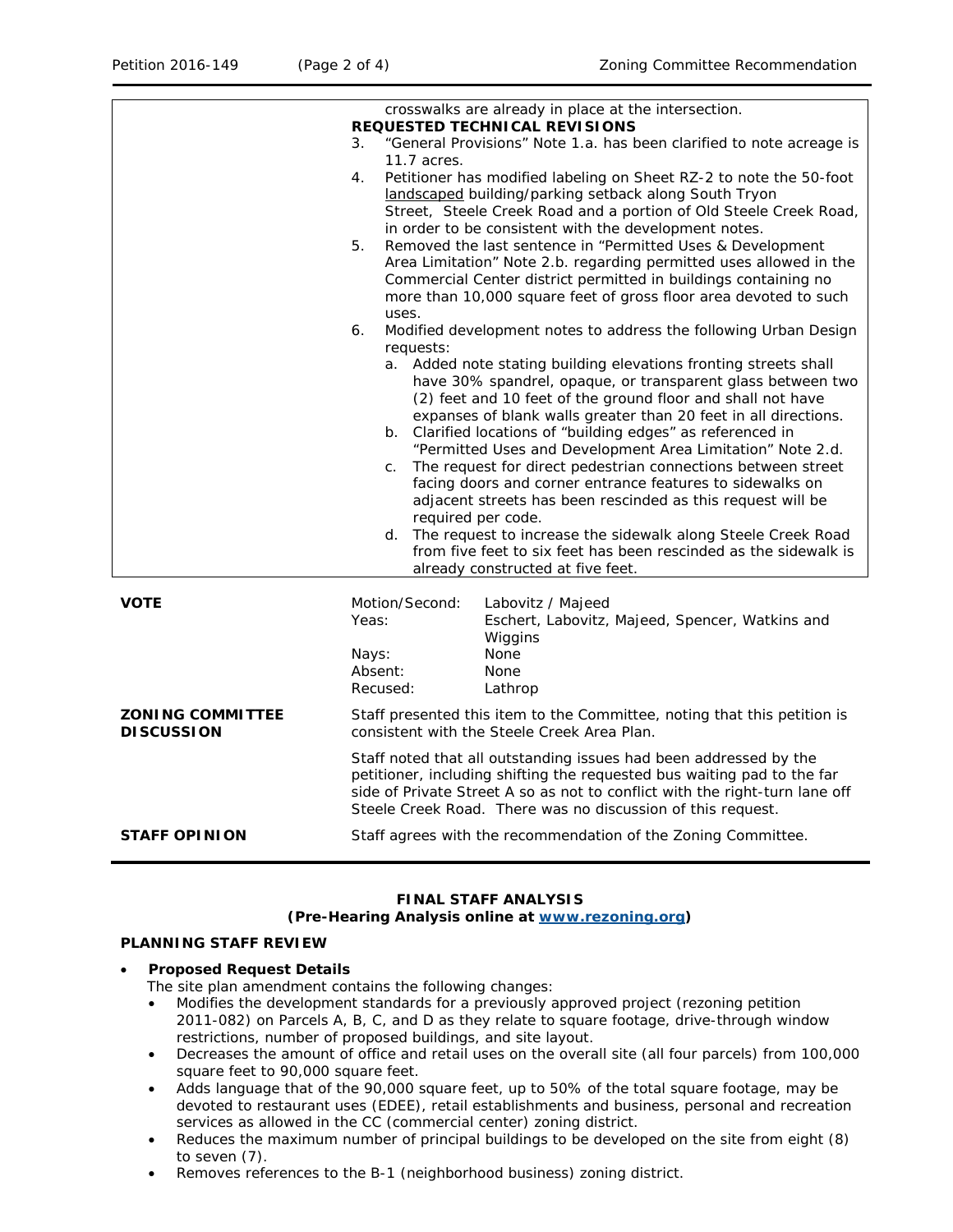| | |
|---|---|
| | crosswalks are already in place at the intersection.<br>**REQUESTED TECHNICAL REVISIONS**<br>3. "General Provisions" Note 1.a. has been clarified to note acreage is 11.7 acres.<br>4. Petitioner has modified labeling on Sheet RZ-2 to note the 50-foot landscaped building/parking setback along South Tryon Street, Steele Creek Road and a portion of Old Steele Creek Road, in order to be consistent with the development notes.<br>5. Removed the last sentence in "Permitted Uses & Development Area Limitation" Note 2.b. regarding permitted uses allowed in the Commercial Center district permitted in buildings containing no more than 10,000 square feet of gross floor area devoted to such uses.<br>6. Modified development notes to address the following Urban Design requests:<br>a. Added note stating building elevations fronting streets shall have 30% spandrel, opaque, or transparent glass between two (2) feet and 10 feet of the ground floor and shall not have expanses of blank walls greater than 20 feet in all directions.<br>b. Clarified locations of "building edges" as referenced in "Permitted Uses and Development Area Limitation" Note 2.d.<br>c. The request for direct pedestrian connections between street facing doors and corner entrance features to sidewalks on adjacent streets has been rescinded as this request will be required per code.<br>d. The request to increase the sidewalk along Steele Creek Road from five feet to six feet has been rescinded as the sidewalk is already constructed at five feet. |
| **VOTE** | Motion/Second: Labovitz / Majeed<br>Yeas: Eschert, Labovitz, Majeed, Spencer, Watkins and Wiggins<br>Nays: None<br>Absent: None<br>Recused: Lathrop |
| **ZONING COMMITTEE DISCUSSION** | Staff presented this item to the Committee, noting that this petition is consistent with the Steele Creek Area Plan.<br><br>Staff noted that all outstanding issues had been addressed by the petitioner, including shifting the requested bus waiting pad to the far side of Private Street A so as not to conflict with the right-turn lane off Steele Creek Road. There was no discussion of this request. |
| **STAFF OPINION** | Staff agrees with the recommendation of the Zoning Committee. |

**FINAL STAFF ANALYSIS**
**(Pre-Hearing Analysis online at [www.rezoning.org](www.rezoning.org))**

### PLANNING STAFF REVIEW

- **Proposed Request Details**
  The site plan amendment contains the following changes:
  - Modifies the development standards for a previously approved project (rezoning petition 2011-082) on Parcels A, B, C, and D as they relate to square footage, drive-through window restrictions, number of proposed buildings, and site layout.
  - Decreases the amount of office and retail uses on the overall site (all four parcels) from 100,000 square feet to 90,000 square feet.
  - Adds language that of the 90,000 square feet, up to 50% of the total square footage, may be devoted to restaurant uses (EDEE), retail establishments and business, personal and recreation services as allowed in the CC (commercial center) zoning district.
  - Reduces the maximum number of principal buildings to be developed on the site from eight (8) to seven (7).
  - Removes references to the B-1 (neighborhood business) zoning district.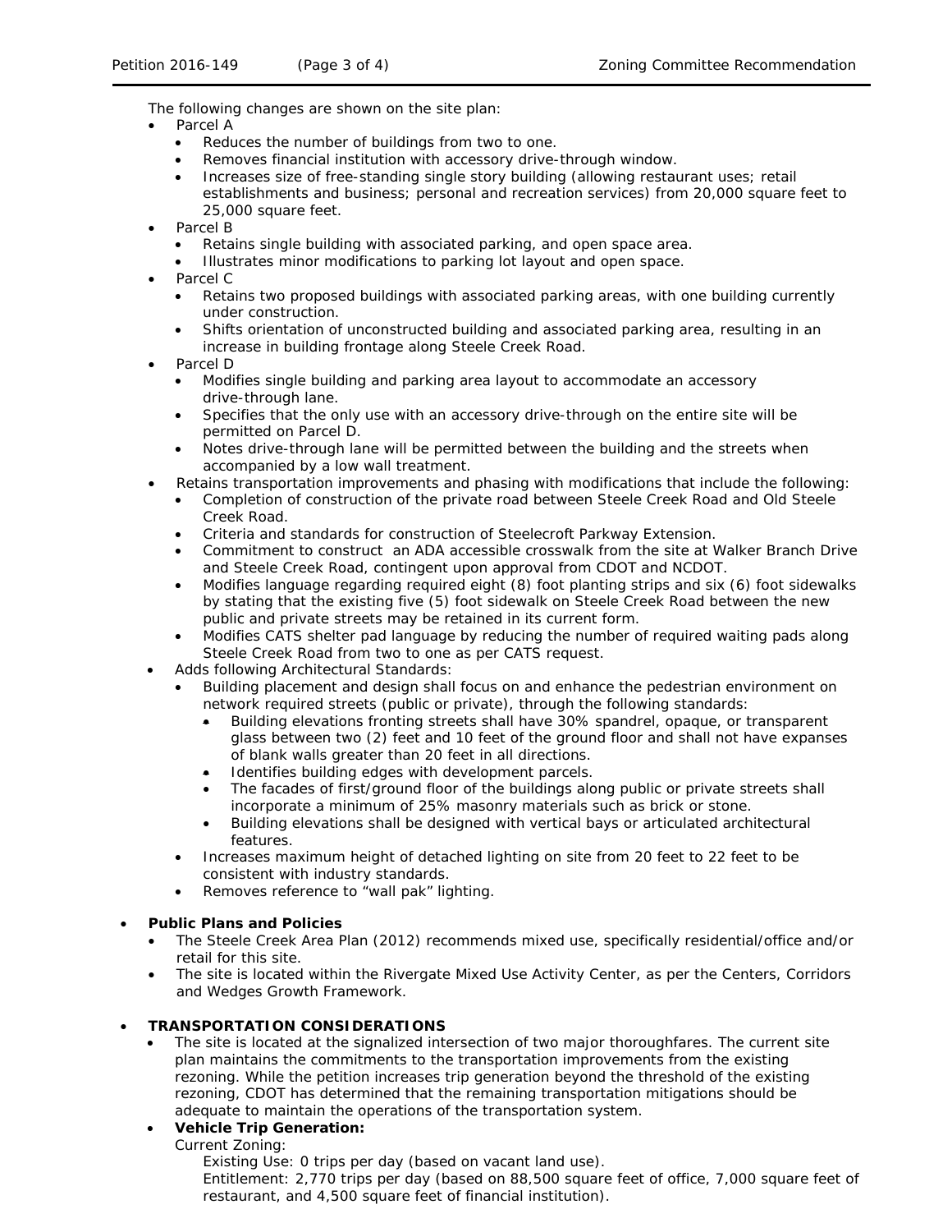The following changes are shown on the site plan:

- Parcel A
  - Reduces the number of buildings from two to one.
  - Removes financial institution with accessory drive-through window.
  - Increases size of free-standing single story building (allowing restaurant uses; retail establishments and business; personal and recreation services) from 20,000 square feet to 25,000 square feet.
- Parcel B
  - Retains single building with associated parking, and open space area.
  - Illustrates minor modifications to parking lot layout and open space.
- Parcel C
  - Retains two proposed buildings with associated parking areas, with one building currently under construction.
  - Shifts orientation of unconstructed building and associated parking area, resulting in an increase in building frontage along Steele Creek Road.
- Parcel D
  - Modifies single building and parking area layout to accommodate an accessory drive-through lane.
  - Specifies that the only use with an accessory drive-through on the entire site will be permitted on Parcel D.
  - Notes drive-through lane will be permitted between the building and the streets when accompanied by a low wall treatment.
- Retains transportation improvements and phasing with modifications that include the following:
  - Completion of construction of the private road between Steele Creek Road and Old Steele Creek Road.
  - Criteria and standards for construction of Steelecroft Parkway Extension.
  - Commitment to construct an ADA accessible crosswalk from the site at Walker Branch Drive and Steele Creek Road, contingent upon approval from CDOT and NCDOT.
  - Modifies language regarding required eight (8) foot planting strips and six (6) foot sidewalks by stating that the existing five (5) foot sidewalk on Steele Creek Road between the new public and private streets may be retained in its current form.
  - Modifies CATS shelter pad language by reducing the number of required waiting pads along Steele Creek Road from two to one as per CATS request.
- Adds following Architectural Standards:
  - Building placement and design shall focus on and enhance the pedestrian environment on network required streets (public or private), through the following standards:
    - Building elevations fronting streets shall have 30% spandrel, opaque, or transparent glass between two (2) feet and 10 feet of the ground floor and shall not have expanses of blank walls greater than 20 feet in all directions.
    - Identifies building edges with development parcels.
    - The facades of first/ground floor of the buildings along public or private streets shall incorporate a minimum of 25% masonry materials such as brick or stone.
    - Building elevations shall be designed with vertical bays or articulated architectural features.
  - Increases maximum height of detached lighting on site from 20 feet to 22 feet to be consistent with industry standards.
  - Removes reference to "wall pak" lighting.

- **Public Plans and Policies**
  - The Steele Creek Area Plan (2012) recommends mixed use, specifically residential/office and/or retail for this site.
  - The site is located within the Rivergate Mixed Use Activity Center, as per the Centers, Corridors and Wedges Growth Framework.

- **TRANSPORTATION CONSIDERATIONS**
  - The site is located at the signalized intersection of two major thoroughfares. The current site plan maintains the commitments to the transportation improvements from the existing rezoning. While the petition increases trip generation beyond the threshold of the existing rezoning, CDOT has determined that the remaining transportation mitigations should be adequate to maintain the operations of the transportation system.
  - **Vehicle Trip Generation:**

    Current Zoning:

    Existing Use: 0 trips per day (based on vacant land use).

    Entitlement: 2,770 trips per day (based on 88,500 square feet of office, 7,000 square feet of restaurant, and 4,500 square feet of financial institution).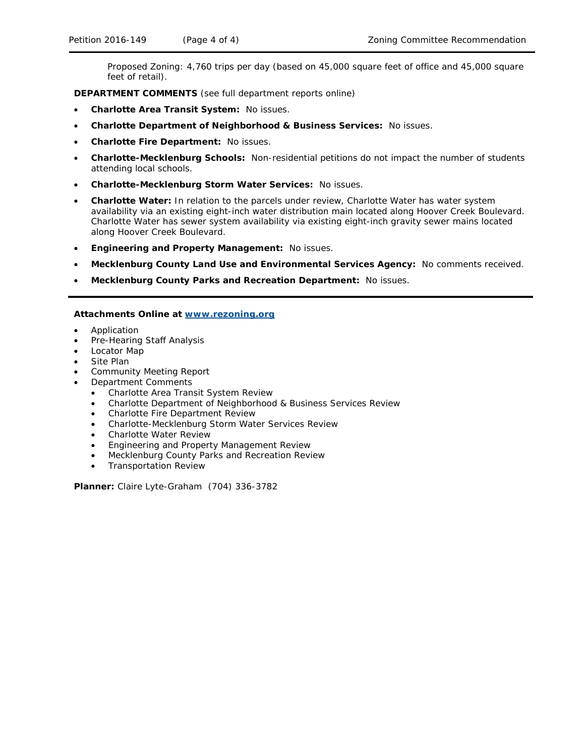Proposed Zoning: 4,760 trips per day (based on 45,000 square feet of office and 45,000 square feet of retail).

**DEPARTMENT COMMENTS** (see full department reports online)

- **Charlotte Area Transit System:** No issues.
- **Charlotte Department of Neighborhood & Business Services:** No issues.
- **Charlotte Fire Department:** No issues.
- **Charlotte-Mecklenburg Schools:** Non-residential petitions do not impact the number of students attending local schools.
- **Charlotte-Mecklenburg Storm Water Services:** No issues.
- **Charlotte Water:** In relation to the parcels under review, Charlotte Water has water system availability via an existing eight-inch water distribution main located along Hoover Creek Boulevard. Charlotte Water has sewer system availability via existing eight-inch gravity sewer mains located along Hoover Creek Boulevard.
- **Engineering and Property Management:** No issues.
- **Mecklenburg County Land Use and Environmental Services Agency:** No comments received.
- **Mecklenburg County Parks and Recreation Department:** No issues.

---

**Attachments Online at [www.rezoning.org](www.rezoning.org)**

- Application
- Pre-Hearing Staff Analysis
- Locator Map
- Site Plan
- Community Meeting Report
- Department Comments
  - Charlotte Area Transit System Review
  - Charlotte Department of Neighborhood & Business Services Review
  - Charlotte Fire Department Review
  - Charlotte-Mecklenburg Storm Water Services Review
  - Charlotte Water Review
  - Engineering and Property Management Review
  - Mecklenburg County Parks and Recreation Review
  - Transportation Review

**Planner:** Claire Lyte-Graham (704) 336-3782